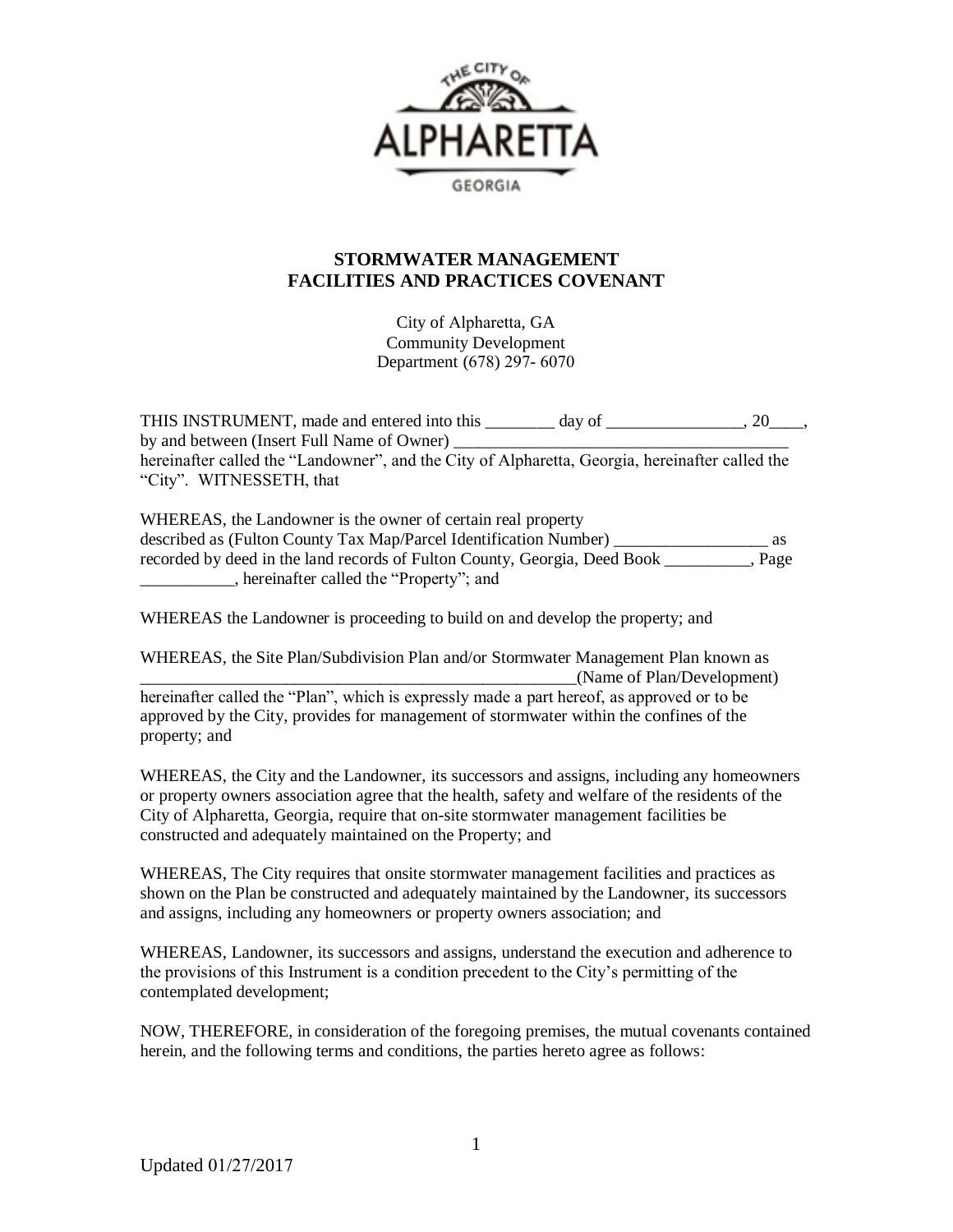# STORMWATER MANAGEMENT FACILITIES AND PRACTICES COVENANT

City of Alpharetta, GA
Community Development
Department (678) 297- 6070

THIS INSTRUMENT, made and entered into this ________ day of ________________, 20____, by and between (Insert Full Name of Owner) ________________________________________ hereinafter called the "Landowner", and the City of Alpharetta, Georgia, hereinafter called the "City". WITNESSETH, that

WHEREAS, the Landowner is the owner of certain real property described as (Fulton County Tax Map/Parcel Identification Number) __________________ as recorded by deed in the land records of Fulton County, Georgia, Deed Book __________, Page ___________, hereinafter called the "Property"; and

WHEREAS the Landowner is proceeding to build on and develop the property; and

WHEREAS, the Site Plan/Subdivision Plan and/or Stormwater Management Plan known as _____________________________________________________(Name of Plan/Development) hereinafter called the "Plan", which is expressly made a part hereof, as approved or to be approved by the City, provides for management of stormwater within the confines of the property; and

WHEREAS, the City and the Landowner, its successors and assigns, including any homeowners or property owners association agree that the health, safety and welfare of the residents of the City of Alpharetta, Georgia, require that on-site stormwater management facilities be constructed and adequately maintained on the Property; and

WHEREAS, The City requires that onsite stormwater management facilities and practices as shown on the Plan be constructed and adequately maintained by the Landowner, its successors and assigns, including any homeowners or property owners association; and

WHEREAS, Landowner, its successors and assigns, understand the execution and adherence to the provisions of this Instrument is a condition precedent to the City's permitting of the contemplated development;

NOW, THEREFORE, in consideration of the foregoing premises, the mutual covenants contained herein, and the following terms and conditions, the parties hereto agree as follows:

Updated 01/27/2017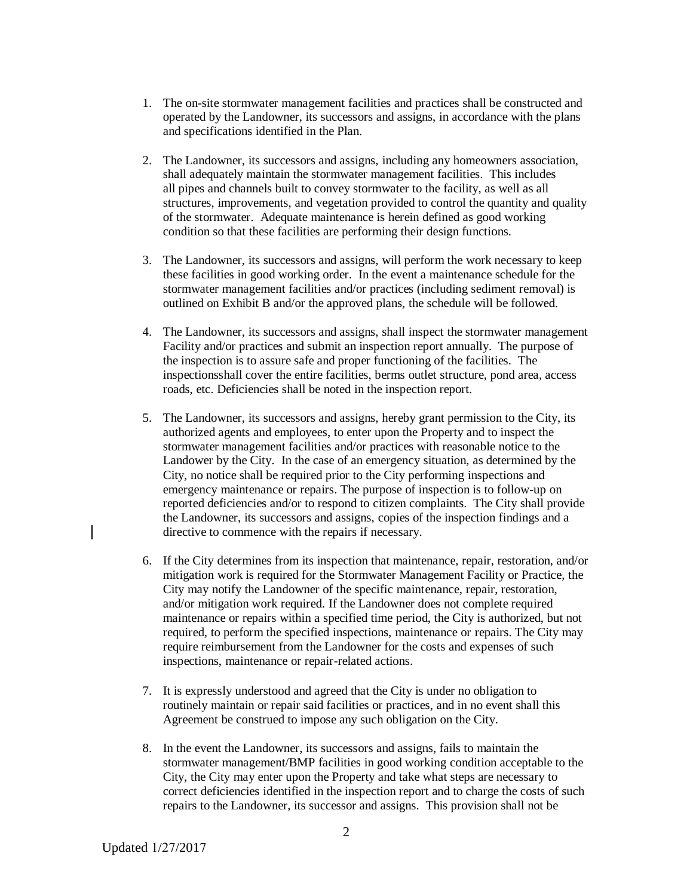1. The on-site stormwater management facilities and practices shall be constructed and operated by the Landowner, its successors and assigns, in accordance with the plans and specifications identified in the Plan.

2. The Landowner, its successors and assigns, including any homeowners association, shall adequately maintain the stormwater management facilities. This includes all pipes and channels built to convey stormwater to the facility, as well as all structures, improvements, and vegetation provided to control the quantity and quality of the stormwater. Adequate maintenance is herein defined as good working condition so that these facilities are performing their design functions.

3. The Landowner, its successors and assigns, will perform the work necessary to keep these facilities in good working order. In the event a maintenance schedule for the stormwater management facilities and/or practices (including sediment removal) is outlined on Exhibit B and/or the approved plans, the schedule will be followed.

4. The Landowner, its successors and assigns, shall inspect the stormwater management Facility and/or practices and submit an inspection report annually. The purpose of the inspection is to assure safe and proper functioning of the facilities. The inspectionsshall cover the entire facilities, berms outlet structure, pond area, access roads, etc. Deficiencies shall be noted in the inspection report.

5. The Landowner, its successors and assigns, hereby grant permission to the City, its authorized agents and employees, to enter upon the Property and to inspect the stormwater management facilities and/or practices with reasonable notice to the Landower by the City. In the case of an emergency situation, as determined by the City, no notice shall be required prior to the City performing inspections and emergency maintenance or repairs. The purpose of inspection is to follow-up on reported deficiencies and/or to respond to citizen complaints. The City shall provide the Landowner, its successors and assigns, copies of the inspection findings and a directive to commence with the repairs if necessary.

6. If the City determines from its inspection that maintenance, repair, restoration, and/or mitigation work is required for the Stormwater Management Facility or Practice, the City may notify the Landowner of the specific maintenance, repair, restoration, and/or mitigation work required. If the Landowner does not complete required maintenance or repairs within a specified time period, the City is authorized, but not required, to perform the specified inspections, maintenance or repairs. The City may require reimbursement from the Landowner for the costs and expenses of such inspections, maintenance or repair-related actions.

7. It is expressly understood and agreed that the City is under no obligation to routinely maintain or repair said facilities or practices, and in no event shall this Agreement be construed to impose any such obligation on the City.

8. In the event the Landowner, its successors and assigns, fails to maintain the stormwater management/BMP facilities in good working condition acceptable to the City, the City may enter upon the Property and take what steps are necessary to correct deficiencies identified in the inspection report and to charge the costs of such repairs to the Landowner, its successor and assigns. This provision shall not be

Updated 1/27/2017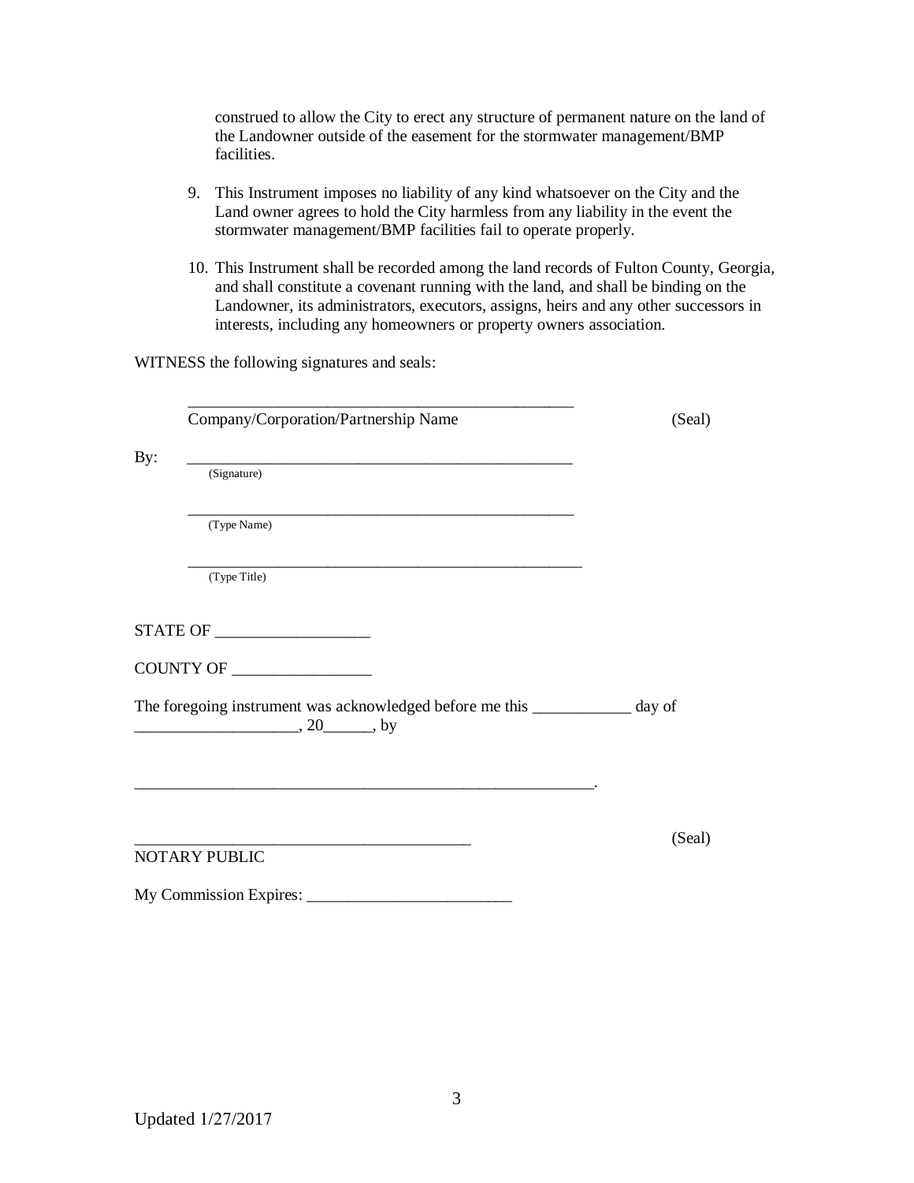construed to allow the City to erect any structure of permanent nature on the land of the Landowner outside of the easement for the stormwater management/BMP facilities.

9. This Instrument imposes no liability of any kind whatsoever on the City and the Land owner agrees to hold the City harmless from any liability in the event the stormwater management/BMP facilities fail to operate properly.

10. This Instrument shall be recorded among the land records of Fulton County, Georgia, and shall constitute a covenant running with the land, and shall be binding on the Landowner, its administrators, executors, assigns, heirs and any other successors in interests, including any homeowners or property owners association.

WITNESS the following signatures and seals:

_______________________________________________
Company/Corporation/Partnership Name (Seal)

By: _______________________________________________
(Signature)

_______________________________________________
(Type Name)

_______________________________________________
(Type Title)

STATE OF ___________________

COUNTY OF _________________

The foregoing instrument was acknowledged before me this ____________ day of ____________________, 20______, by

________________________________________________________.

_________________________________________ (Seal)
NOTARY PUBLIC

My Commission Expires: ________________________

Updated 1/27/2017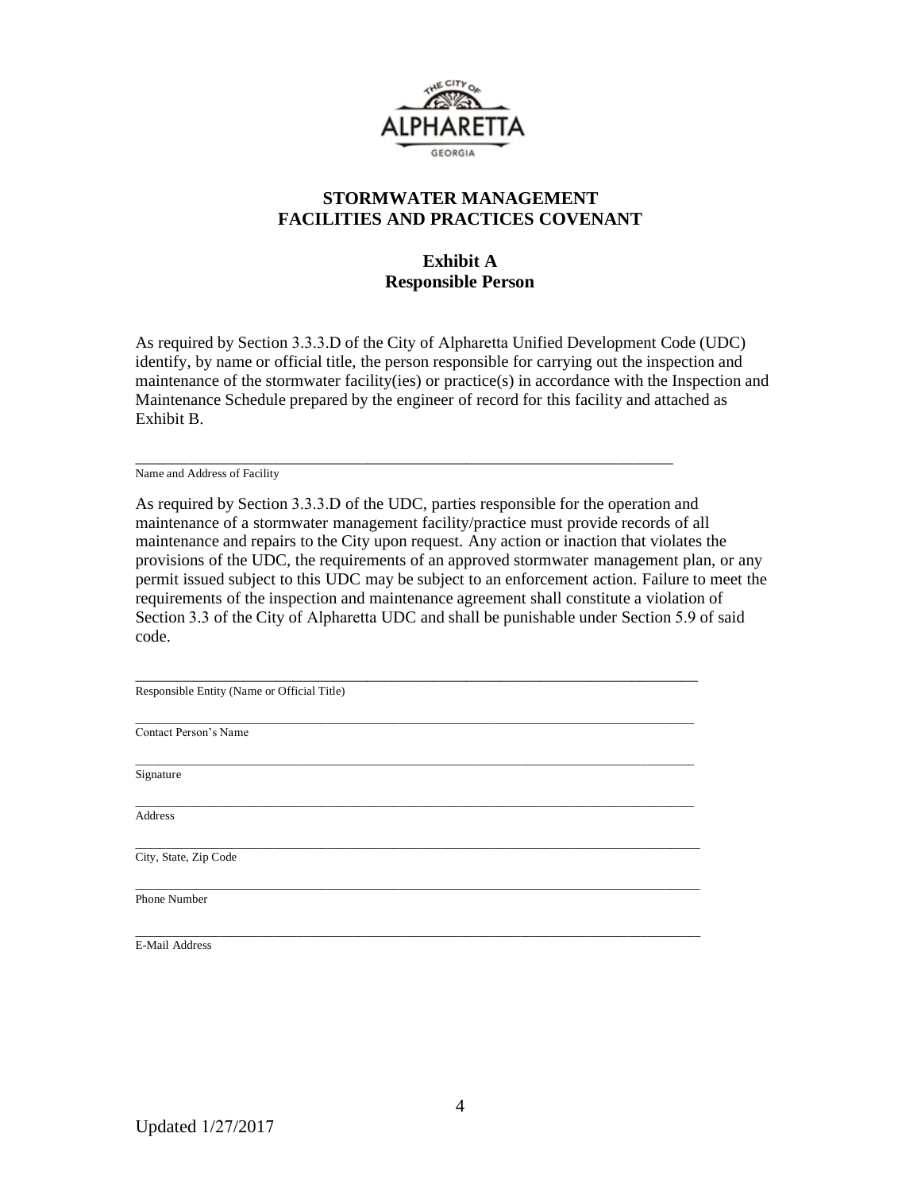# STORMWATER MANAGEMENT FACILITIES AND PRACTICES COVENANT

## Exhibit A
## Responsible Person

As required by Section 3.3.3.D of the City of Alpharetta Unified Development Code (UDC) identify, by name or official title, the person responsible for carrying out the inspection and maintenance of the stormwater facility(ies) or practice(s) in accordance with the Inspection and Maintenance Schedule prepared by the engineer of record for this facility and attached as Exhibit B.

\_\_\_\_\_\_\_\_\_\_\_\_\_\_\_\_\_\_\_\_\_\_\_\_\_\_\_\_\_\_\_\_\_\_\_\_\_\_\_\_\_\_\_\_\_\_\_\_\_\_\_\_\_\_\_\_\_\_\_\_\_\_\_\_
Name and Address of Facility

As required by Section 3.3.3.D of the UDC, parties responsible for the operation and maintenance of a stormwater management facility/practice must provide records of all maintenance and repairs to the City upon request. Any action or inaction that violates the provisions of the UDC, the requirements of an approved stormwater management plan, or any permit issued subject to this UDC may be subject to an enforcement action. Failure to meet the requirements of the inspection and maintenance agreement shall constitute a violation of Section 3.3 of the City of Alpharetta UDC and shall be punishable under Section 5.9 of said code.

\_\_\_\_\_\_\_\_\_\_\_\_\_\_\_\_\_\_\_\_\_\_\_\_\_\_\_\_\_\_\_\_\_\_\_\_\_\_\_\_\_\_\_\_\_\_\_\_\_\_\_\_\_\_\_\_\_\_\_\_\_\_\_\_\_\_\_\_
Responsible Entity (Name or Official Title)

\_\_\_\_\_\_\_\_\_\_\_\_\_\_\_\_\_\_\_\_\_\_\_\_\_\_\_\_\_\_\_\_\_\_\_\_\_\_\_\_\_\_\_\_\_\_\_\_\_\_\_\_\_\_\_\_\_\_\_\_\_\_\_\_\_\_\_\_
Contact Person's Name

\_\_\_\_\_\_\_\_\_\_\_\_\_\_\_\_\_\_\_\_\_\_\_\_\_\_\_\_\_\_\_\_\_\_\_\_\_\_\_\_\_\_\_\_\_\_\_\_\_\_\_\_\_\_\_\_\_\_\_\_\_\_\_\_\_\_\_\_
Signature

\_\_\_\_\_\_\_\_\_\_\_\_\_\_\_\_\_\_\_\_\_\_\_\_\_\_\_\_\_\_\_\_\_\_\_\_\_\_\_\_\_\_\_\_\_\_\_\_\_\_\_\_\_\_\_\_\_\_\_\_\_\_\_\_\_\_\_\_
Address

\_\_\_\_\_\_\_\_\_\_\_\_\_\_\_\_\_\_\_\_\_\_\_\_\_\_\_\_\_\_\_\_\_\_\_\_\_\_\_\_\_\_\_\_\_\_\_\_\_\_\_\_\_\_\_\_\_\_\_\_\_\_\_\_\_\_\_\_
City, State, Zip Code

\_\_\_\_\_\_\_\_\_\_\_\_\_\_\_\_\_\_\_\_\_\_\_\_\_\_\_\_\_\_\_\_\_\_\_\_\_\_\_\_\_\_\_\_\_\_\_\_\_\_\_\_\_\_\_\_\_\_\_\_\_\_\_\_\_\_\_\_
Phone Number

\_\_\_\_\_\_\_\_\_\_\_\_\_\_\_\_\_\_\_\_\_\_\_\_\_\_\_\_\_\_\_\_\_\_\_\_\_\_\_\_\_\_\_\_\_\_\_\_\_\_\_\_\_\_\_\_\_\_\_\_\_\_\_\_\_\_\_\_
E-Mail Address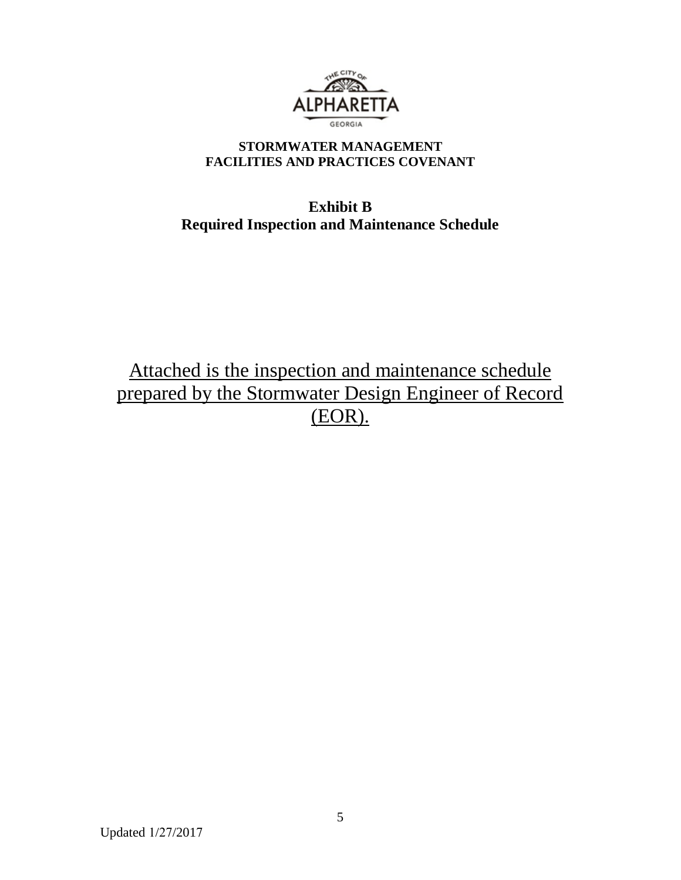**STORMWATER MANAGEMENT**
**FACILITIES AND PRACTICES COVENANT**

**Exhibit B**
**Required Inspection and Maintenance Schedule**

<u>Attached is the inspection and maintenance schedule prepared by the Stormwater Design Engineer of Record (EOR).</u>

Updated 1/27/2017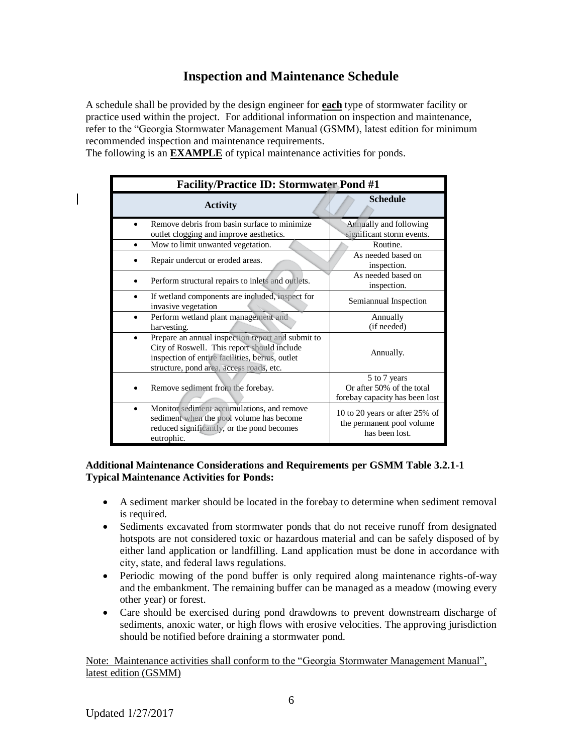## Inspection and Maintenance Schedule

A schedule shall be provided by the design engineer for **each** type of stormwater facility or practice used within the project. For additional information on inspection and maintenance, refer to the "Georgia Stormwater Management Manual (GSMM), latest edition for minimum recommended inspection and maintenance requirements.
The following is an **EXAMPLE** of typical maintenance activities for ponds.

| **Facility/Practice ID: Stormwater Pond #1** | |
|---|---|
| **Activity** | **Schedule** |
| • Remove debris from basin surface to minimize outlet clogging and improve aesthetics. | Annually and following significant storm events. |
| • Mow to limit unwanted vegetation. | Routine. |
| • Repair undercut or eroded areas. | As needed based on inspection. |
| • Perform structural repairs to inlets and outlets. | As needed based on inspection. |
| • If wetland components are included, inspect for invasive vegetation | Semiannual Inspection |
| • Perform wetland plant management and harvesting. | Annually (if needed) |
| • Prepare an annual inspection report and submit to City of Roswell. This report should include inspection of entire facilities, berms, outlet structure, pond area, access roads, etc. | Annually. |
| • Remove sediment from the forebay. | 5 to 7 years Or after 50% of the total forebay capacity has been lost |
| • Monitor sediment accumulations, and remove sediment when the pool volume has become reduced significantly, or the pond becomes eutrophic. | 10 to 20 years or after 25% of the permanent pool volume has been lost. |

**Additional Maintenance Considerations and Requirements per GSMM Table 3.2.1-1 Typical Maintenance Activities for Ponds:**

- A sediment marker should be located in the forebay to determine when sediment removal is required.
- Sediments excavated from stormwater ponds that do not receive runoff from designated hotspots are not considered toxic or hazardous material and can be safely disposed of by either land application or landfilling. Land application must be done in accordance with city, state, and federal laws regulations.
- Periodic mowing of the pond buffer is only required along maintenance rights-of-way and the embankment. The remaining buffer can be managed as a meadow (mowing every other year) or forest.
- Care should be exercised during pond drawdowns to prevent downstream discharge of sediments, anoxic water, or high flows with erosive velocities. The approving jurisdiction should be notified before draining a stormwater pond.

<u>Note: Maintenance activities shall conform to the "Georgia Stormwater Management Manual", latest edition (GSMM)</u>

Updated 1/27/2017